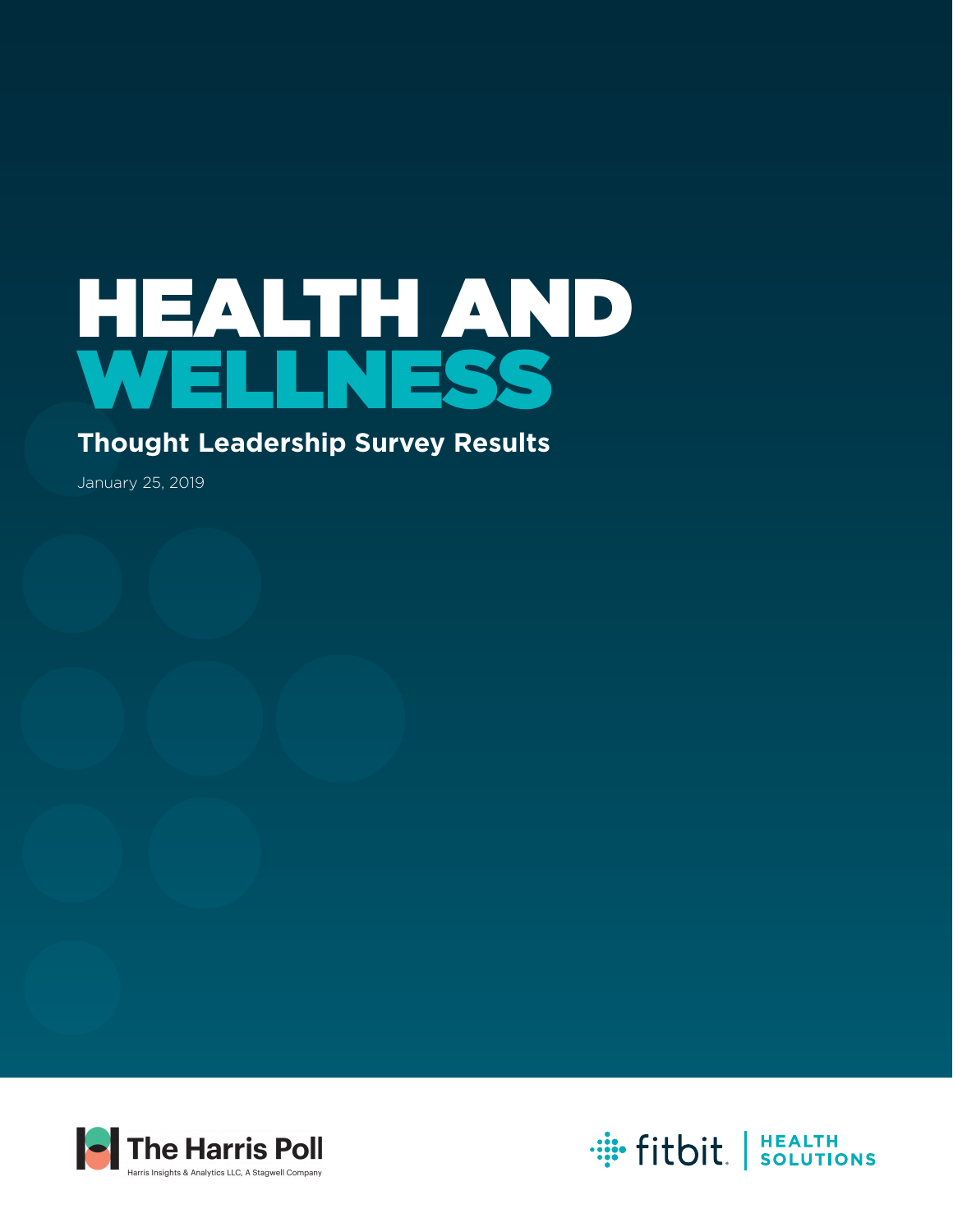# HEALTH AND WELLNESS

## Thought Leadership Survey Results

January 25, 2019

The Harris Poll

Harris Insights & Analytics LLC, A Stagwell Company

fitbit | HEALTH SOLUTIONS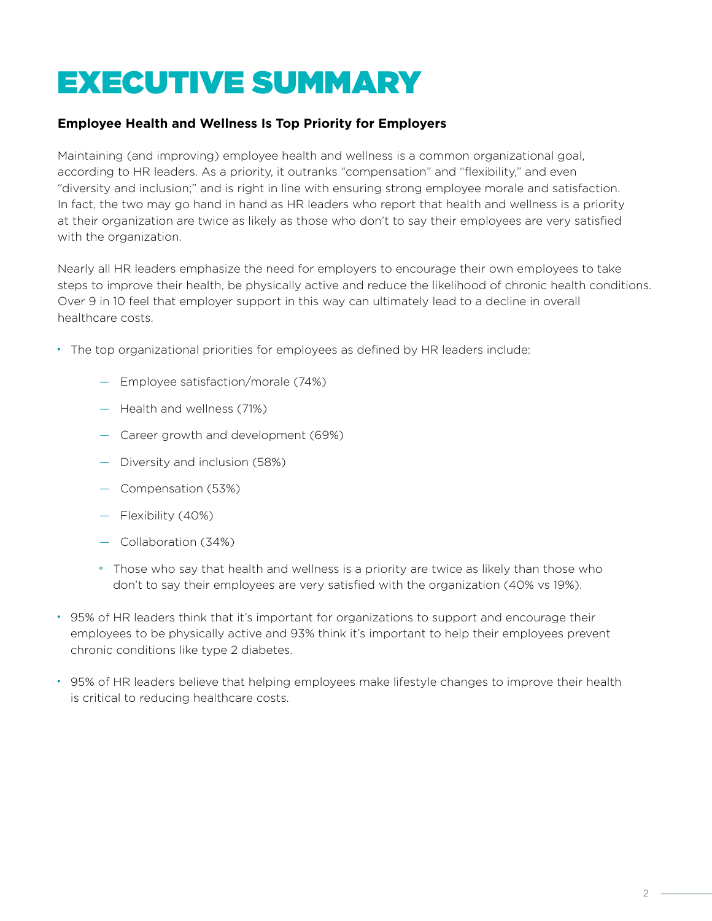# EXECUTIVE SUMMARY

**Employee Health and Wellness Is Top Priority for Employers**

Maintaining (and improving) employee health and wellness is a common organizational goal, according to HR leaders. As a priority, it outranks "compensation" and "flexibility," and even "diversity and inclusion;" and is right in line with ensuring strong employee morale and satisfaction. In fact, the two may go hand in hand as HR leaders who report that health and wellness is a priority at their organization are twice as likely as those who don't to say their employees are very satisfied with the organization.

Nearly all HR leaders emphasize the need for employers to encourage their own employees to take steps to improve their health, be physically active and reduce the likelihood of chronic health conditions. Over 9 in 10 feel that employer support in this way can ultimately lead to a decline in overall healthcare costs.

- The top organizational priorities for employees as defined by HR leaders include:
  - Employee satisfaction/morale (74%)
  - Health and wellness (71%)
  - Career growth and development (69%)
  - Diversity and inclusion (58%)
  - Compensation (53%)
  - Flexibility (40%)
  - Collaboration (34%)
    - Those who say that health and wellness is a priority are twice as likely than those who don't to say their employees are very satisfied with the organization (40% vs 19%).
- 95% of HR leaders think that it's important for organizations to support and encourage their employees to be physically active and 93% think it's important to help their employees prevent chronic conditions like type 2 diabetes.
- 95% of HR leaders believe that helping employees make lifestyle changes to improve their health is critical to reducing healthcare costs.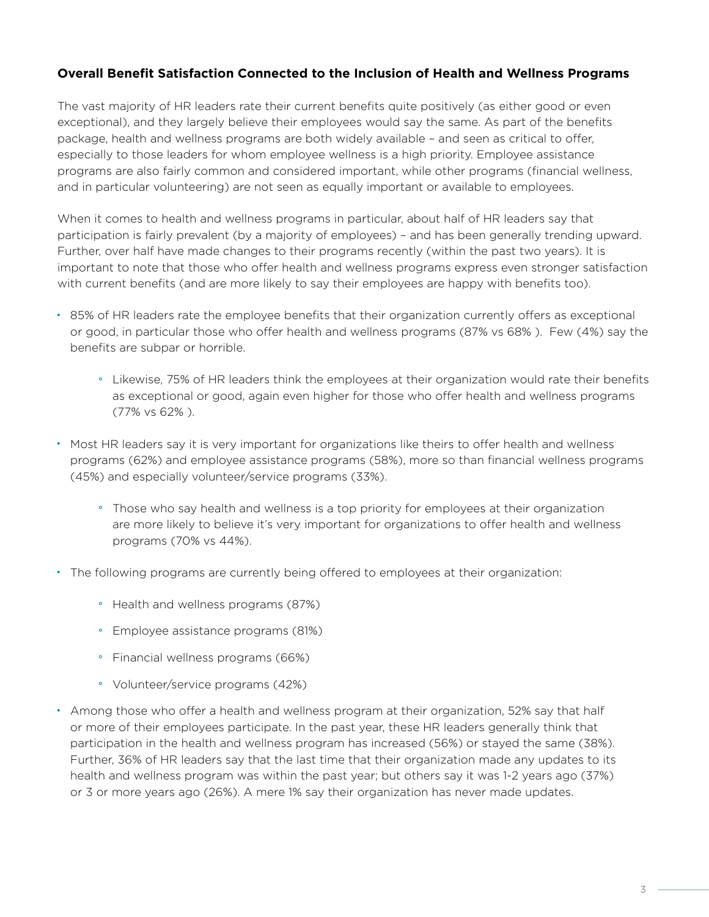**Overall Benefit Satisfaction Connected to the Inclusion of Health and Wellness Programs**

The vast majority of HR leaders rate their current benefits quite positively (as either good or even exceptional), and they largely believe their employees would say the same. As part of the benefits package, health and wellness programs are both widely available – and seen as critical to offer, especially to those leaders for whom employee wellness is a high priority. Employee assistance programs are also fairly common and considered important, while other programs (financial wellness, and in particular volunteering) are not seen as equally important or available to employees.

When it comes to health and wellness programs in particular, about half of HR leaders say that participation is fairly prevalent (by a majority of employees) – and has been generally trending upward. Further, over half have made changes to their programs recently (within the past two years). It is important to note that those who offer health and wellness programs express even stronger satisfaction with current benefits (and are more likely to say their employees are happy with benefits too).

- 85% of HR leaders rate the employee benefits that their organization currently offers as exceptional or good, in particular those who offer health and wellness programs (87% vs 68% ). Few (4%) say the benefits are subpar or horrible.
  - Likewise, 75% of HR leaders think the employees at their organization would rate their benefits as exceptional or good, again even higher for those who offer health and wellness programs (77% vs 62% ).
- Most HR leaders say it is very important for organizations like theirs to offer health and wellness programs (62%) and employee assistance programs (58%), more so than financial wellness programs (45%) and especially volunteer/service programs (33%).
  - Those who say health and wellness is a top priority for employees at their organization are more likely to believe it's very important for organizations to offer health and wellness programs (70% vs 44%).
- The following programs are currently being offered to employees at their organization:
  - Health and wellness programs (87%)
  - Employee assistance programs (81%)
  - Financial wellness programs (66%)
  - Volunteer/service programs (42%)
- Among those who offer a health and wellness program at their organization, 52% say that half or more of their employees participate. In the past year, these HR leaders generally think that participation in the health and wellness program has increased (56%) or stayed the same (38%). Further, 36% of HR leaders say that the last time that their organization made any updates to its health and wellness program was within the past year; but others say it was 1-2 years ago (37%) or 3 or more years ago (26%). A mere 1% say their organization has never made updates.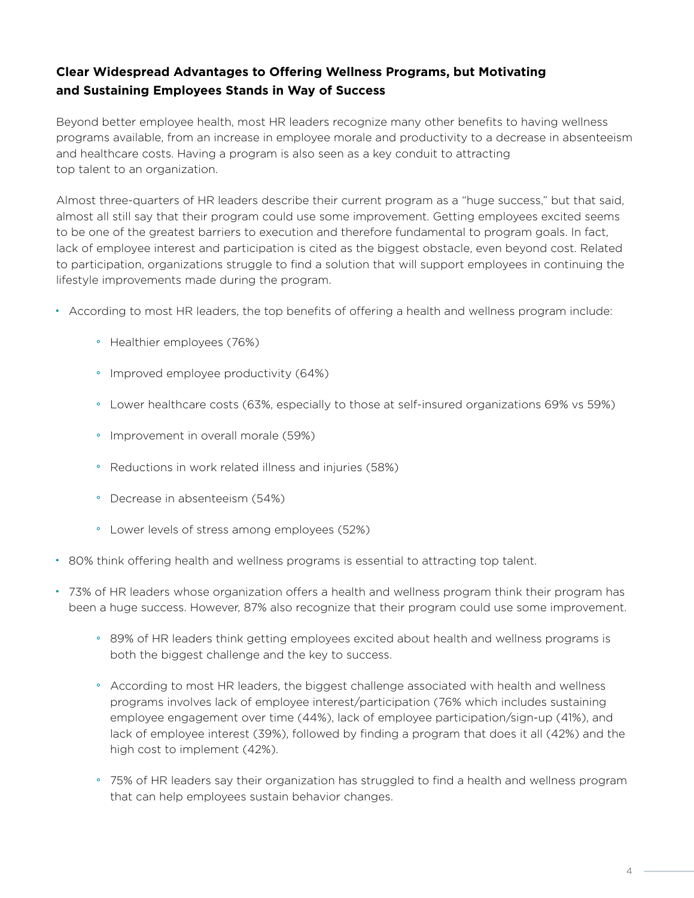## Clear Widespread Advantages to Offering Wellness Programs, but Motivating and Sustaining Employees Stands in Way of Success

Beyond better employee health, most HR leaders recognize many other benefits to having wellness programs available, from an increase in employee morale and productivity to a decrease in absenteeism and healthcare costs. Having a program is also seen as a key conduit to attracting top talent to an organization.

Almost three-quarters of HR leaders describe their current program as a "huge success," but that said, almost all still say that their program could use some improvement. Getting employees excited seems to be one of the greatest barriers to execution and therefore fundamental to program goals. In fact, lack of employee interest and participation is cited as the biggest obstacle, even beyond cost. Related to participation, organizations struggle to find a solution that will support employees in continuing the lifestyle improvements made during the program.

- According to most HR leaders, the top benefits of offering a health and wellness program include:
    - Healthier employees (76%)
    - Improved employee productivity (64%)
    - Lower healthcare costs (63%, especially to those at self-insured organizations 69% vs 59%)
    - Improvement in overall morale (59%)
    - Reductions in work related illness and injuries (58%)
    - Decrease in absenteeism (54%)
    - Lower levels of stress among employees (52%)
- 80% think offering health and wellness programs is essential to attracting top talent.
- 73% of HR leaders whose organization offers a health and wellness program think their program has been a huge success. However, 87% also recognize that their program could use some improvement.
    - 89% of HR leaders think getting employees excited about health and wellness programs is both the biggest challenge and the key to success.
    - According to most HR leaders, the biggest challenge associated with health and wellness programs involves lack of employee interest/participation (76% which includes sustaining employee engagement over time (44%), lack of employee participation/sign-up (41%), and lack of employee interest (39%), followed by finding a program that does it all (42%) and the high cost to implement (42%).
    - 75% of HR leaders say their organization has struggled to find a health and wellness program that can help employees sustain behavior changes.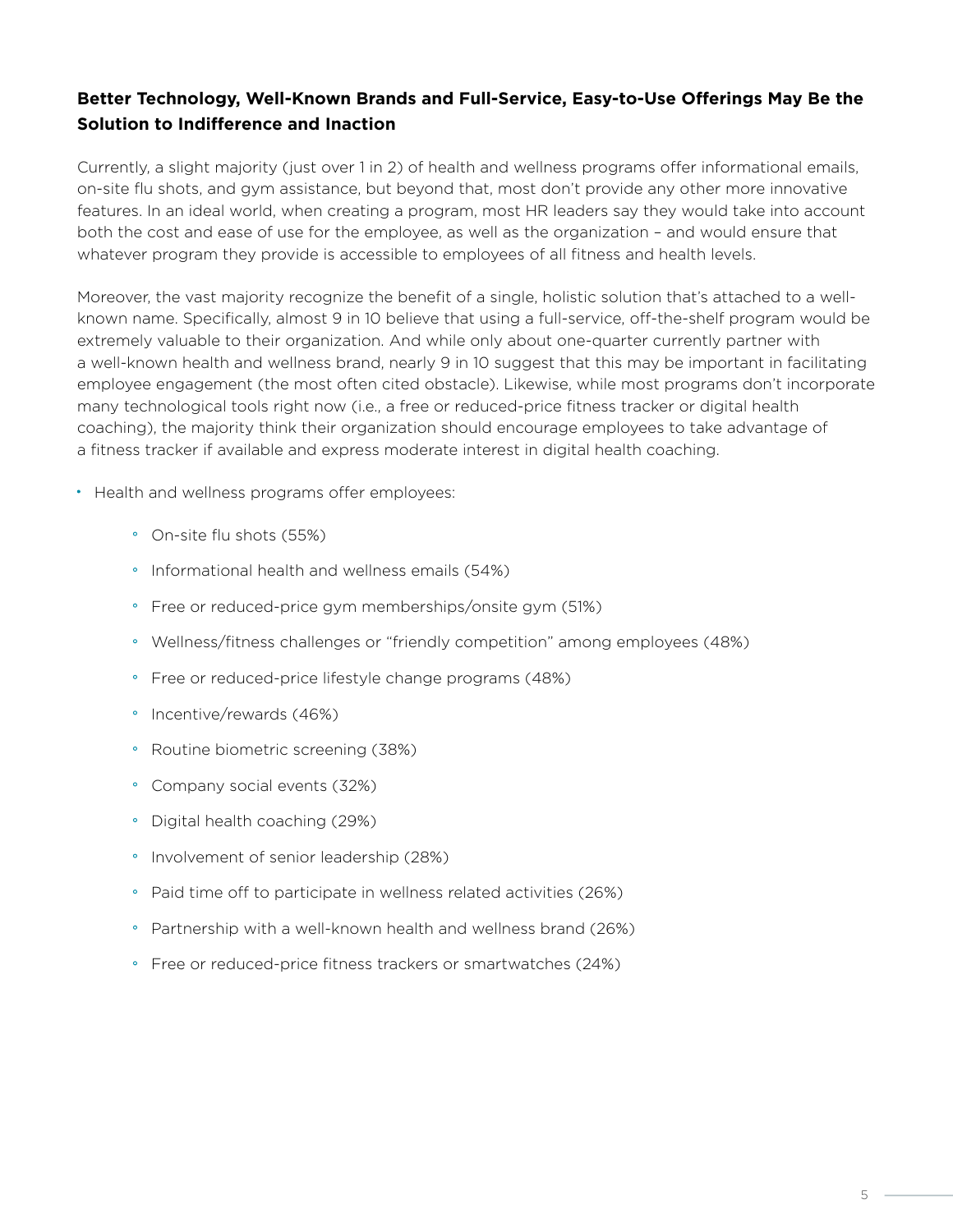### Better Technology, Well-Known Brands and Full-Service, Easy-to-Use Offerings May Be the Solution to Indifference and Inaction

Currently, a slight majority (just over 1 in 2) of health and wellness programs offer informational emails, on-site flu shots, and gym assistance, but beyond that, most don't provide any other more innovative features. In an ideal world, when creating a program, most HR leaders say they would take into account both the cost and ease of use for the employee, as well as the organization – and would ensure that whatever program they provide is accessible to employees of all fitness and health levels.

Moreover, the vast majority recognize the benefit of a single, holistic solution that's attached to a well-known name. Specifically, almost 9 in 10 believe that using a full-service, off-the-shelf program would be extremely valuable to their organization. And while only about one-quarter currently partner with a well-known health and wellness brand, nearly 9 in 10 suggest that this may be important in facilitating employee engagement (the most often cited obstacle). Likewise, while most programs don't incorporate many technological tools right now (i.e., a free or reduced-price fitness tracker or digital health coaching), the majority think their organization should encourage employees to take advantage of a fitness tracker if available and express moderate interest in digital health coaching.

- Health and wellness programs offer employees:
  - On-site flu shots (55%)
  - Informational health and wellness emails (54%)
  - Free or reduced-price gym memberships/onsite gym (51%)
  - Wellness/fitness challenges or "friendly competition" among employees (48%)
  - Free or reduced-price lifestyle change programs (48%)
  - Incentive/rewards (46%)
  - Routine biometric screening (38%)
  - Company social events (32%)
  - Digital health coaching (29%)
  - Involvement of senior leadership (28%)
  - Paid time off to participate in wellness related activities (26%)
  - Partnership with a well-known health and wellness brand (26%)
  - Free or reduced-price fitness trackers or smartwatches (24%)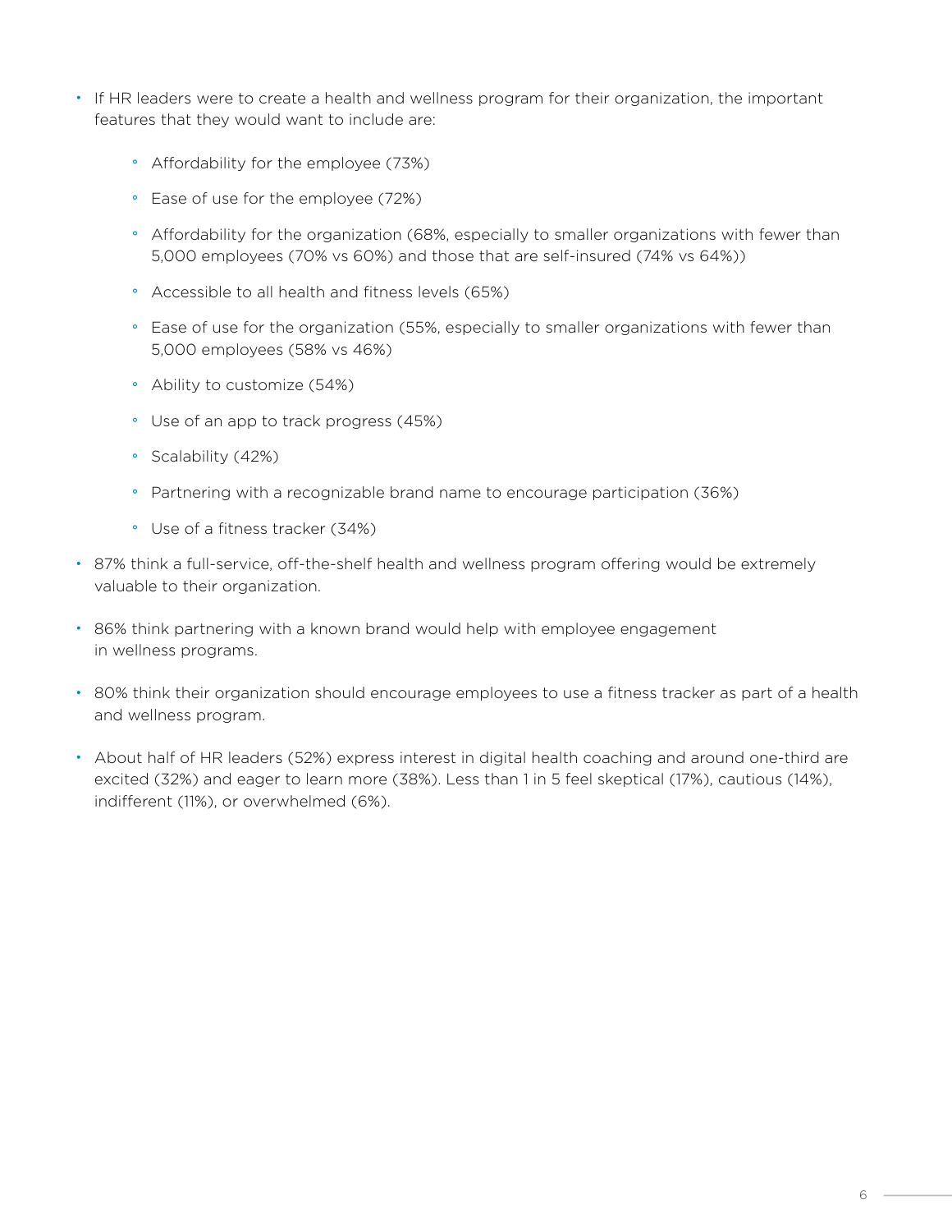- If HR leaders were to create a health and wellness program for their organization, the important features that they would want to include are:
    - Affordability for the employee (73%)
    - Ease of use for the employee (72%)
    - Affordability for the organization (68%, especially to smaller organizations with fewer than 5,000 employees (70% vs 60%) and those that are self-insured (74% vs 64%))
    - Accessible to all health and fitness levels (65%)
    - Ease of use for the organization (55%, especially to smaller organizations with fewer than 5,000 employees (58% vs 46%)
    - Ability to customize (54%)
    - Use of an app to track progress (45%)
    - Scalability (42%)
    - Partnering with a recognizable brand name to encourage participation (36%)
    - Use of a fitness tracker (34%)
- 87% think a full-service, off-the-shelf health and wellness program offering would be extremely valuable to their organization.
- 86% think partnering with a known brand would help with employee engagement in wellness programs.
- 80% think their organization should encourage employees to use a fitness tracker as part of a health and wellness program.
- About half of HR leaders (52%) express interest in digital health coaching and around one-third are excited (32%) and eager to learn more (38%). Less than 1 in 5 feel skeptical (17%), cautious (14%), indifferent (11%), or overwhelmed (6%).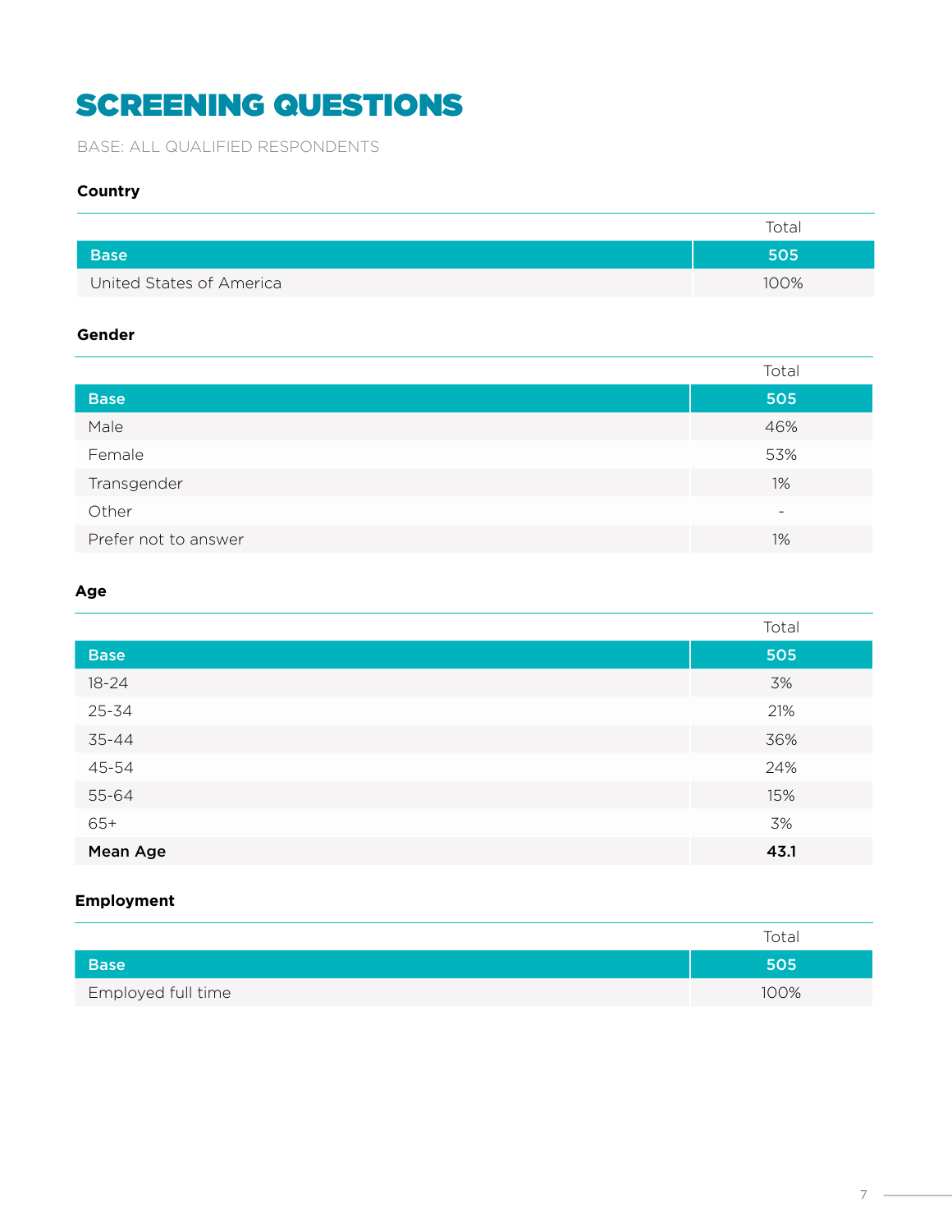# SCREENING QUESTIONS

BASE: ALL QUALIFIED RESPONDENTS

**Country**

| | Total |
|---|---|
| **Base** | **505** |
| United States of America | 100% |

**Gender**

| | Total |
|---|---|
| **Base** | **505** |
| Male | 46% |
| Female | 53% |
| Transgender | 1% |
| Other | - |
| Prefer not to answer | 1% |

**Age**

| | Total |
|---|---|
| **Base** | **505** |
| 18-24 | 3% |
| 25-34 | 21% |
| 35-44 | 36% |
| 45-54 | 24% |
| 55-64 | 15% |
| 65+ | 3% |
| **Mean Age** | **43.1** |

**Employment**

| | Total |
|---|---|
| **Base** | **505** |
| Employed full time | 100% |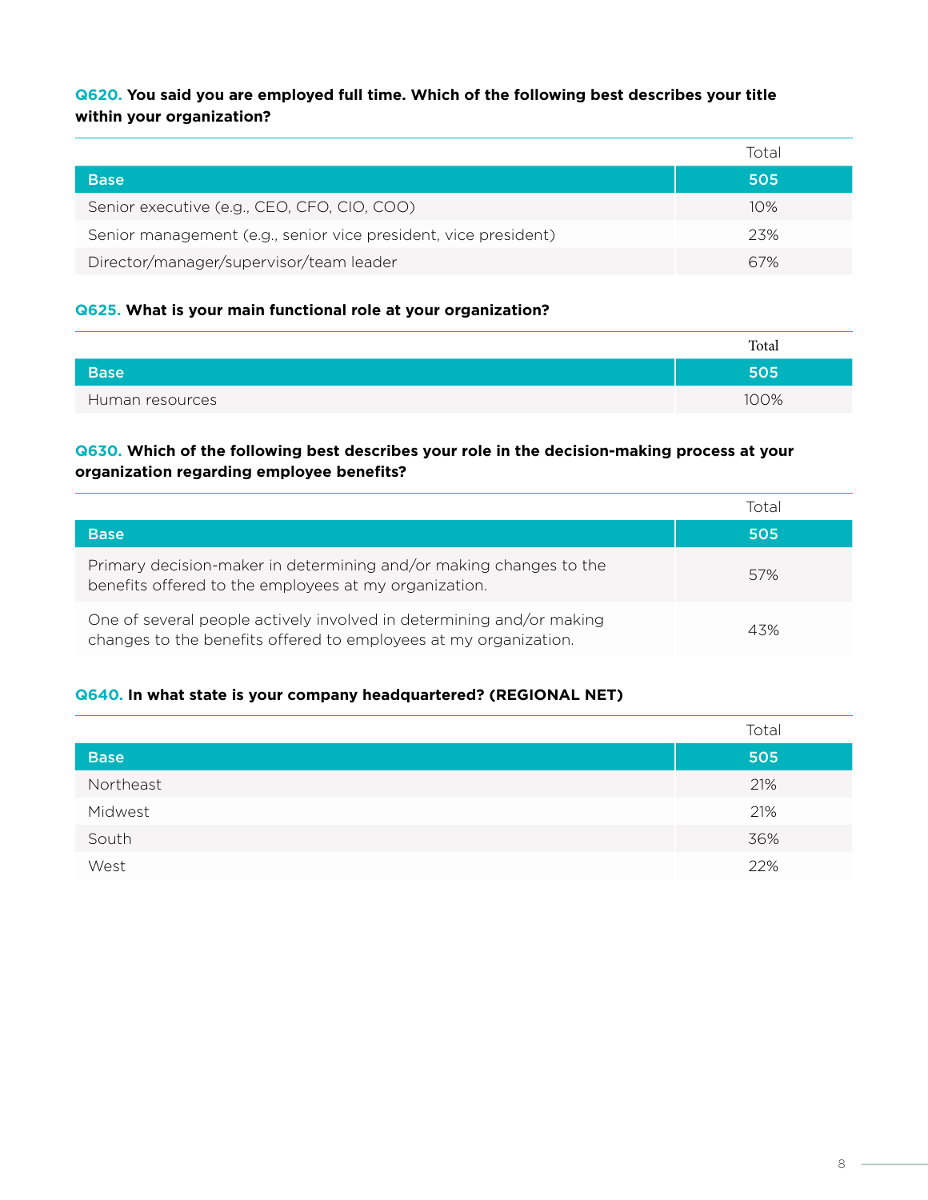**Q620. You said you are employed full time. Which of the following best describes your title within your organization?**

| | Total |
|---|---|
| **Base** | **505** |
| Senior executive (e.g., CEO, CFO, CIO, COO) | 10% |
| Senior management (e.g., senior vice president, vice president) | 23% |
| Director/manager/supervisor/team leader | 67% |

**Q625. What is your main functional role at your organization?**

| | Total |
|---|---|
| **Base** | **505** |
| Human resources | 100% |

**Q630. Which of the following best describes your role in the decision-making process at your organization regarding employee benefits?**

| | Total |
|---|---|
| **Base** | **505** |
| Primary decision-maker in determining and/or making changes to the benefits offered to the employees at my organization. | 57% |
| One of several people actively involved in determining and/or making changes to the benefits offered to employees at my organization. | 43% |

**Q640. In what state is your company headquartered? (REGIONAL NET)**

| | Total |
|---|---|
| **Base** | **505** |
| Northeast | 21% |
| Midwest | 21% |
| South | 36% |
| West | 22% |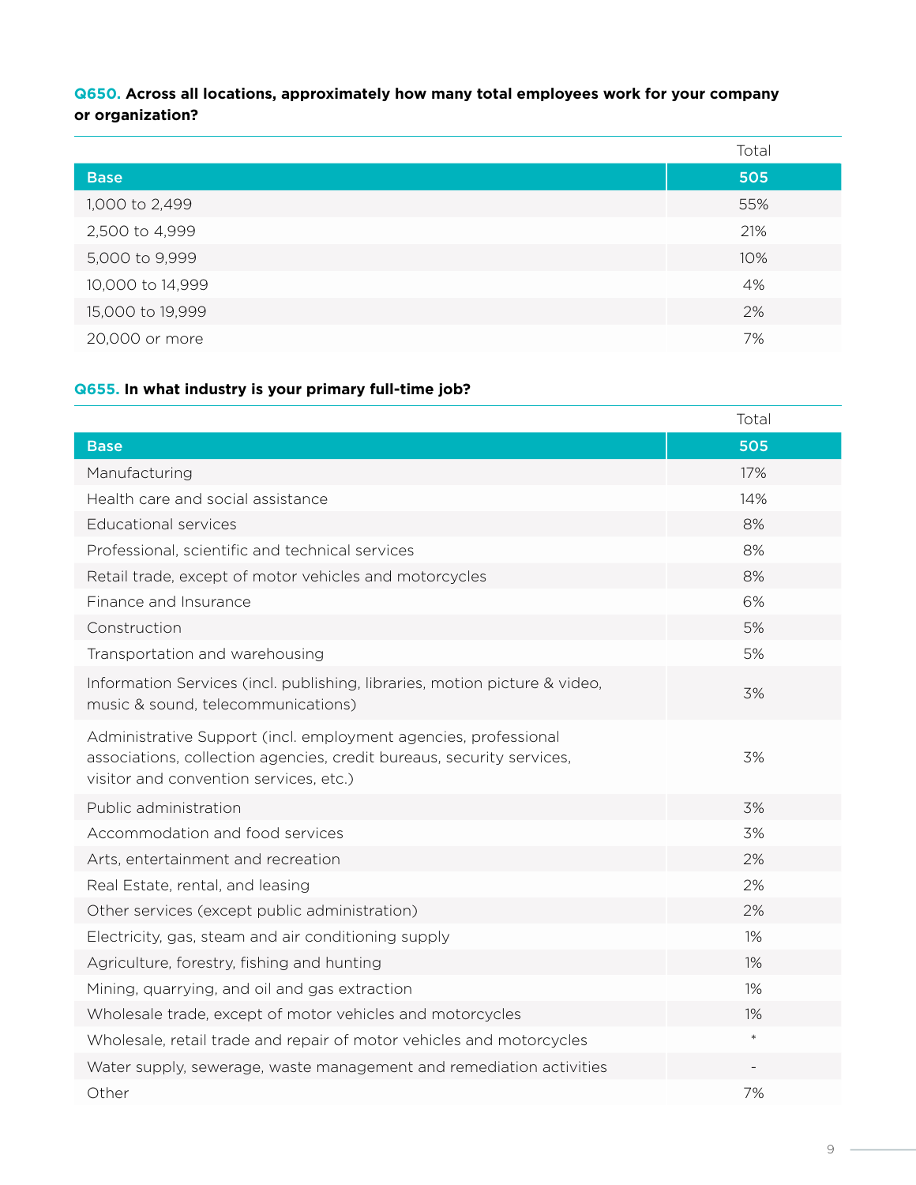**Q650. Across all locations, approximately how many total employees work for your company or organization?**

| | Total |
|---|---|
| Base | 505 |
| 1,000 to 2,499 | 55% |
| 2,500 to 4,999 | 21% |
| 5,000 to 9,999 | 10% |
| 10,000 to 14,999 | 4% |
| 15,000 to 19,999 | 2% |
| 20,000 or more | 7% |

**Q655. In what industry is your primary full-time job?**

| | Total |
|---|---|
| Base | 505 |
| Manufacturing | 17% |
| Health care and social assistance | 14% |
| Educational services | 8% |
| Professional, scientific and technical services | 8% |
| Retail trade, except of motor vehicles and motorcycles | 8% |
| Finance and Insurance | 6% |
| Construction | 5% |
| Transportation and warehousing | 5% |
| Information Services (incl. publishing, libraries, motion picture & video, music & sound, telecommunications) | 3% |
| Administrative Support (incl. employment agencies, professional associations, collection agencies, credit bureaus, security services, visitor and convention services, etc.) | 3% |
| Public administration | 3% |
| Accommodation and food services | 3% |
| Arts, entertainment and recreation | 2% |
| Real Estate, rental, and leasing | 2% |
| Other services (except public administration) | 2% |
| Electricity, gas, steam and air conditioning supply | 1% |
| Agriculture, forestry, fishing and hunting | 1% |
| Mining, quarrying, and oil and gas extraction | 1% |
| Wholesale trade, except of motor vehicles and motorcycles | 1% |
| Wholesale, retail trade and repair of motor vehicles and motorcycles | * |
| Water supply, sewerage, waste management and remediation activities | - |
| Other | 7% |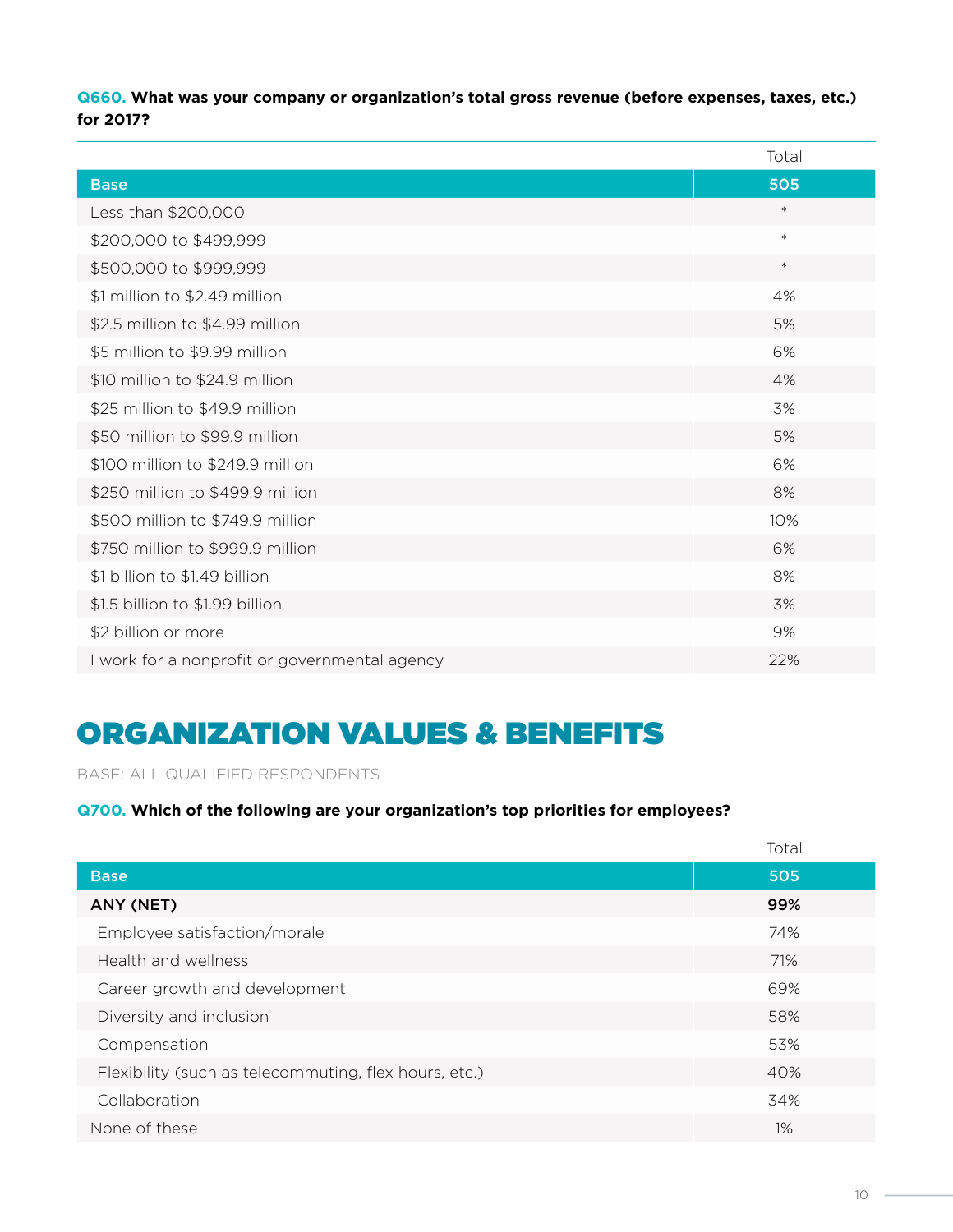**Q660. What was your company or organization's total gross revenue (before expenses, taxes, etc.) for 2017?**

| | Total |
|---|---|
| **Base** | **505** |
| Less than $200,000 | * |
| $200,000 to $499,999 | * |
| $500,000 to $999,999 | * |
| $1 million to $2.49 million | 4% |
| $2.5 million to $4.99 million | 5% |
| $5 million to $9.99 million | 6% |
| $10 million to $24.9 million | 4% |
| $25 million to $49.9 million | 3% |
| $50 million to $99.9 million | 5% |
| $100 million to $249.9 million | 6% |
| $250 million to $499.9 million | 8% |
| $500 million to $749.9 million | 10% |
| $750 million to $999.9 million | 6% |
| $1 billion to $1.49 billion | 8% |
| $1.5 billion to $1.99 billion | 3% |
| $2 billion or more | 9% |
| I work for a nonprofit or governmental agency | 22% |

# ORGANIZATION VALUES & BENEFITS

BASE: ALL QUALIFIED RESPONDENTS

**Q700. Which of the following are your organization's top priorities for employees?**

| | Total |
|---|---|
| **Base** | **505** |
| **ANY (NET)** | **99%** |
| Employee satisfaction/morale | 74% |
| Health and wellness | 71% |
| Career growth and development | 69% |
| Diversity and inclusion | 58% |
| Compensation | 53% |
| Flexibility (such as telecommuting, flex hours, etc.) | 40% |
| Collaboration | 34% |
| None of these | 1% |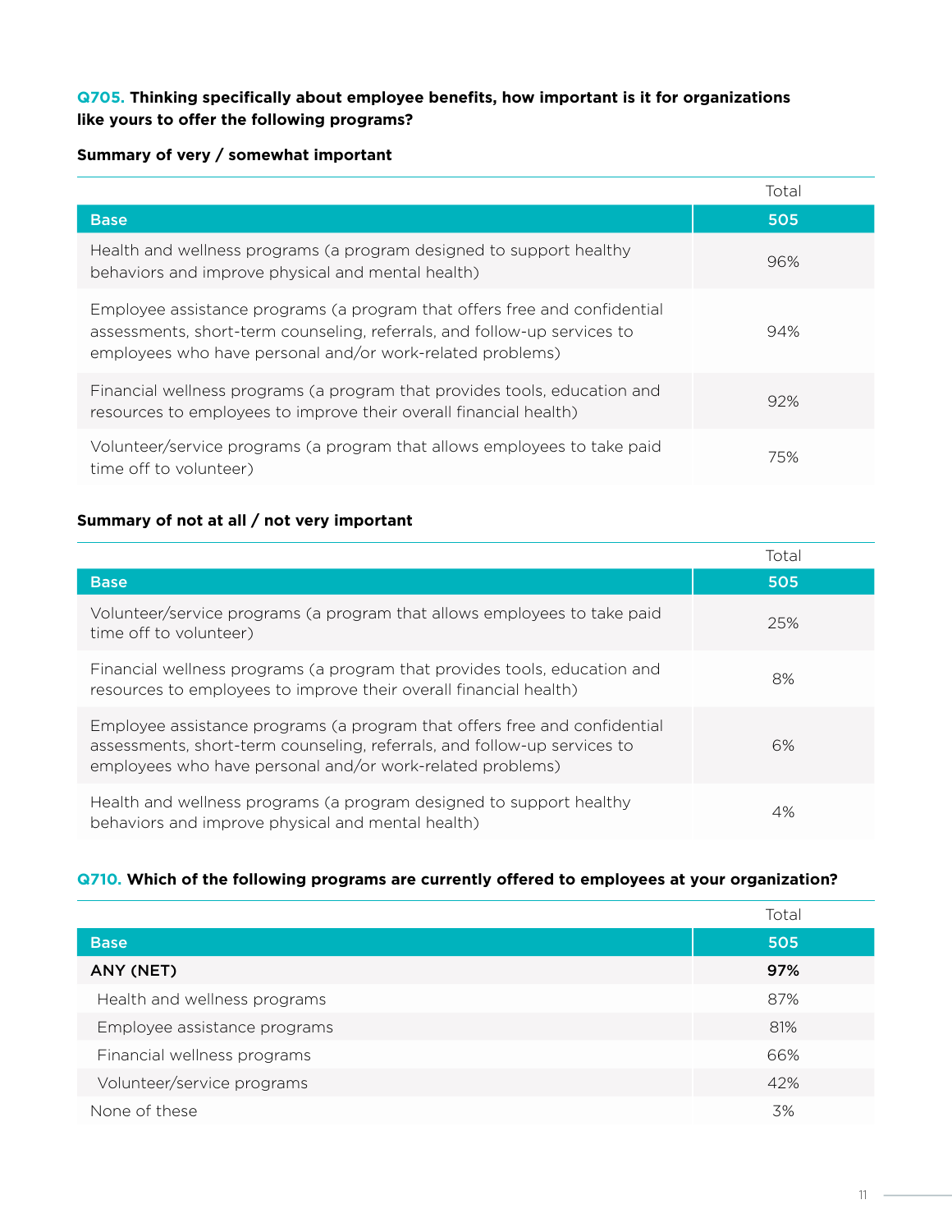**Q705. Thinking specifically about employee benefits, how important is it for organizations like yours to offer the following programs?**

**Summary of very / somewhat important**

| | Total |
|---|---|
| **Base** | **505** |
| Health and wellness programs (a program designed to support healthy behaviors and improve physical and mental health) | 96% |
| Employee assistance programs (a program that offers free and confidential assessments, short-term counseling, referrals, and follow-up services to employees who have personal and/or work-related problems) | 94% |
| Financial wellness programs (a program that provides tools, education and resources to employees to improve their overall financial health) | 92% |
| Volunteer/service programs (a program that allows employees to take paid time off to volunteer) | 75% |

**Summary of not at all / not very important**

| | Total |
|---|---|
| **Base** | **505** |
| Volunteer/service programs (a program that allows employees to take paid time off to volunteer) | 25% |
| Financial wellness programs (a program that provides tools, education and resources to employees to improve their overall financial health) | 8% |
| Employee assistance programs (a program that offers free and confidential assessments, short-term counseling, referrals, and follow-up services to employees who have personal and/or work-related problems) | 6% |
| Health and wellness programs (a program designed to support healthy behaviors and improve physical and mental health) | 4% |

**Q710. Which of the following programs are currently offered to employees at your organization?**

| | Total |
|---|---|
| **Base** | **505** |
| **ANY (NET)** | **97%** |
| Health and wellness programs | 87% |
| Employee assistance programs | 81% |
| Financial wellness programs | 66% |
| Volunteer/service programs | 42% |
| None of these | 3% |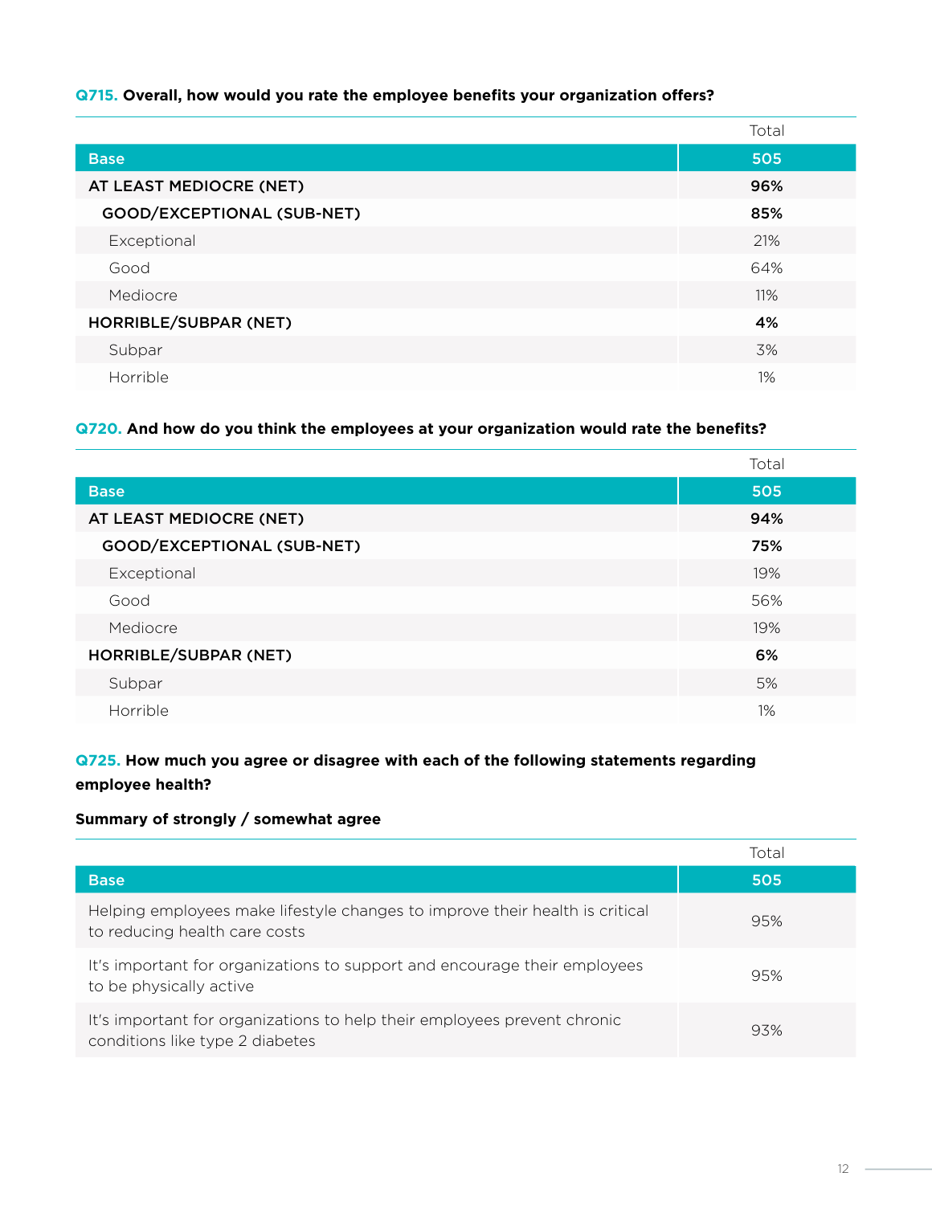**Q715. Overall, how would you rate the employee benefits your organization offers?**

| | Total |
|---|---|
| **Base** | **505** |
| **AT LEAST MEDIOCRE (NET)** | **96%** |
| **GOOD/EXCEPTIONAL (SUB-NET)** | **85%** |
| Exceptional | 21% |
| Good | 64% |
| Mediocre | 11% |
| **HORRIBLE/SUBPAR (NET)** | **4%** |
| Subpar | 3% |
| Horrible | 1% |

**Q720. And how do you think the employees at your organization would rate the benefits?**

| | Total |
|---|---|
| **Base** | **505** |
| **AT LEAST MEDIOCRE (NET)** | **94%** |
| **GOOD/EXCEPTIONAL (SUB-NET)** | **75%** |
| Exceptional | 19% |
| Good | 56% |
| Mediocre | 19% |
| **HORRIBLE/SUBPAR (NET)** | **6%** |
| Subpar | 5% |
| Horrible | 1% |

**Q725. How much you agree or disagree with each of the following statements regarding employee health?**

**Summary of strongly / somewhat agree**

| | Total |
|---|---|
| **Base** | **505** |
| Helping employees make lifestyle changes to improve their health is critical to reducing health care costs | 95% |
| It's important for organizations to support and encourage their employees to be physically active | 95% |
| It's important for organizations to help their employees prevent chronic conditions like type 2 diabetes | 93% |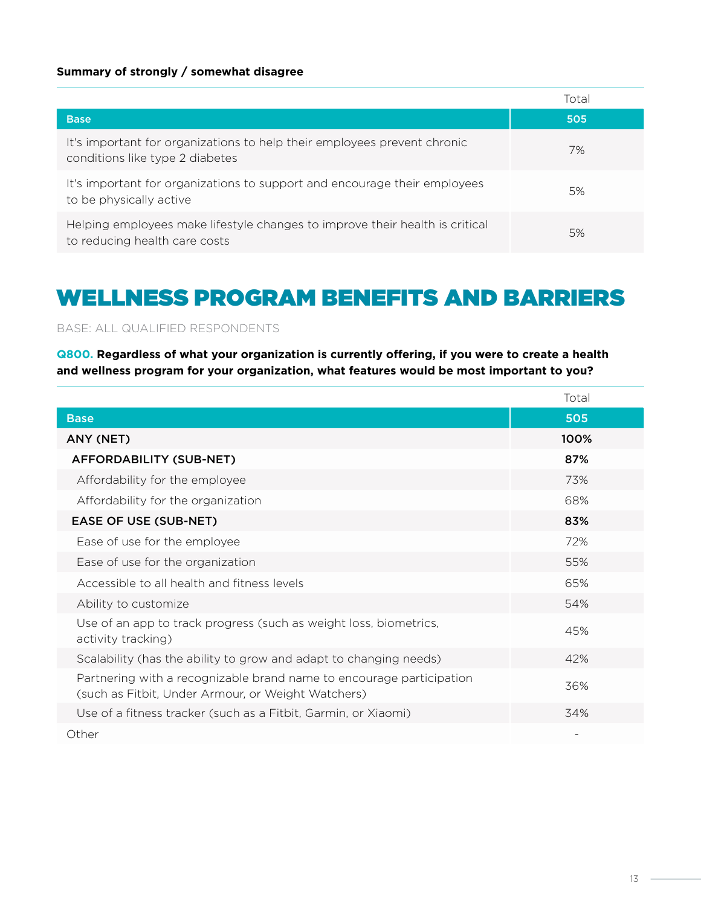**Summary of strongly / somewhat disagree**

| | Total |
|---|---|
| **Base** | **505** |
| It's important for organizations to help their employees prevent chronic conditions like type 2 diabetes | 7% |
| It's important for organizations to support and encourage their employees to be physically active | 5% |
| Helping employees make lifestyle changes to improve their health is critical to reducing health care costs | 5% |

# WELLNESS PROGRAM BENEFITS AND BARRIERS

BASE: ALL QUALIFIED RESPONDENTS

**Q800. Regardless of what your organization is currently offering, if you were to create a health and wellness program for your organization, what features would be most important to you?**

| | Total |
|---|---|
| **Base** | **505** |
| **ANY (NET)** | **100%** |
| **AFFORDABILITY (SUB-NET)** | **87%** |
| Affordability for the employee | 73% |
| Affordability for the organization | 68% |
| **EASE OF USE (SUB-NET)** | **83%** |
| Ease of use for the employee | 72% |
| Ease of use for the organization | 55% |
| Accessible to all health and fitness levels | 65% |
| Ability to customize | 54% |
| Use of an app to track progress (such as weight loss, biometrics, activity tracking) | 45% |
| Scalability (has the ability to grow and adapt to changing needs) | 42% |
| Partnering with a recognizable brand name to encourage participation (such as Fitbit, Under Armour, or Weight Watchers) | 36% |
| Use of a fitness tracker (such as a Fitbit, Garmin, or Xiaomi) | 34% |
| Other | - |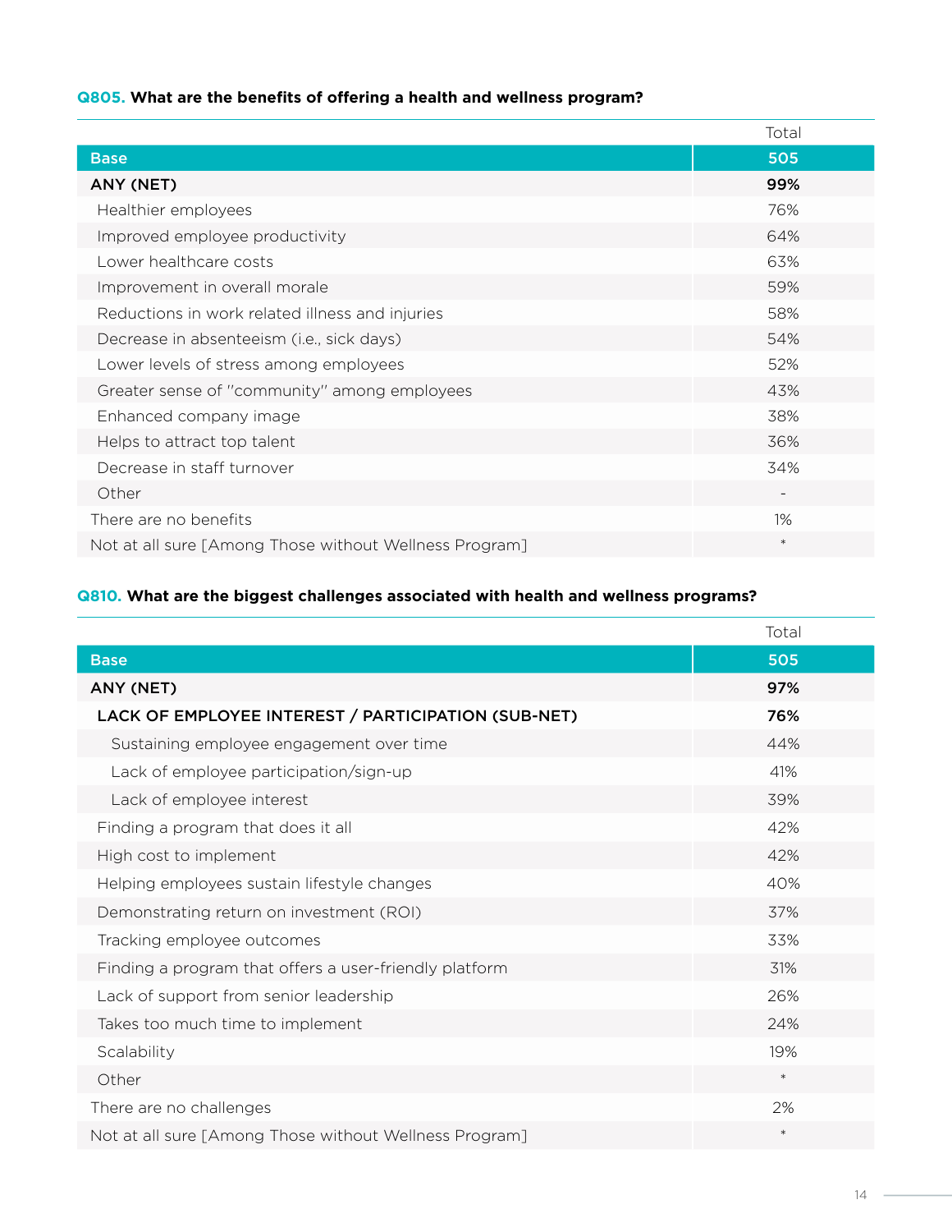**Q805. What are the benefits of offering a health and wellness program?**

| | Total |
|---|---|
| **Base** | **505** |
| **ANY (NET)** | **99%** |
| Healthier employees | 76% |
| Improved employee productivity | 64% |
| Lower healthcare costs | 63% |
| Improvement in overall morale | 59% |
| Reductions in work related illness and injuries | 58% |
| Decrease in absenteeism (i.e., sick days) | 54% |
| Lower levels of stress among employees | 52% |
| Greater sense of "community" among employees | 43% |
| Enhanced company image | 38% |
| Helps to attract top talent | 36% |
| Decrease in staff turnover | 34% |
| Other | - |
| There are no benefits | 1% |
| Not at all sure [Among Those without Wellness Program] | * |

**Q810. What are the biggest challenges associated with health and wellness programs?**

| | Total |
|---|---|
| **Base** | **505** |
| **ANY (NET)** | **97%** |
| **LACK OF EMPLOYEE INTEREST / PARTICIPATION (SUB-NET)** | **76%** |
| Sustaining employee engagement over time | 44% |
| Lack of employee participation/sign-up | 41% |
| Lack of employee interest | 39% |
| Finding a program that does it all | 42% |
| High cost to implement | 42% |
| Helping employees sustain lifestyle changes | 40% |
| Demonstrating return on investment (ROI) | 37% |
| Tracking employee outcomes | 33% |
| Finding a program that offers a user-friendly platform | 31% |
| Lack of support from senior leadership | 26% |
| Takes too much time to implement | 24% |
| Scalability | 19% |
| Other | * |
| There are no challenges | 2% |
| Not at all sure [Among Those without Wellness Program] | * |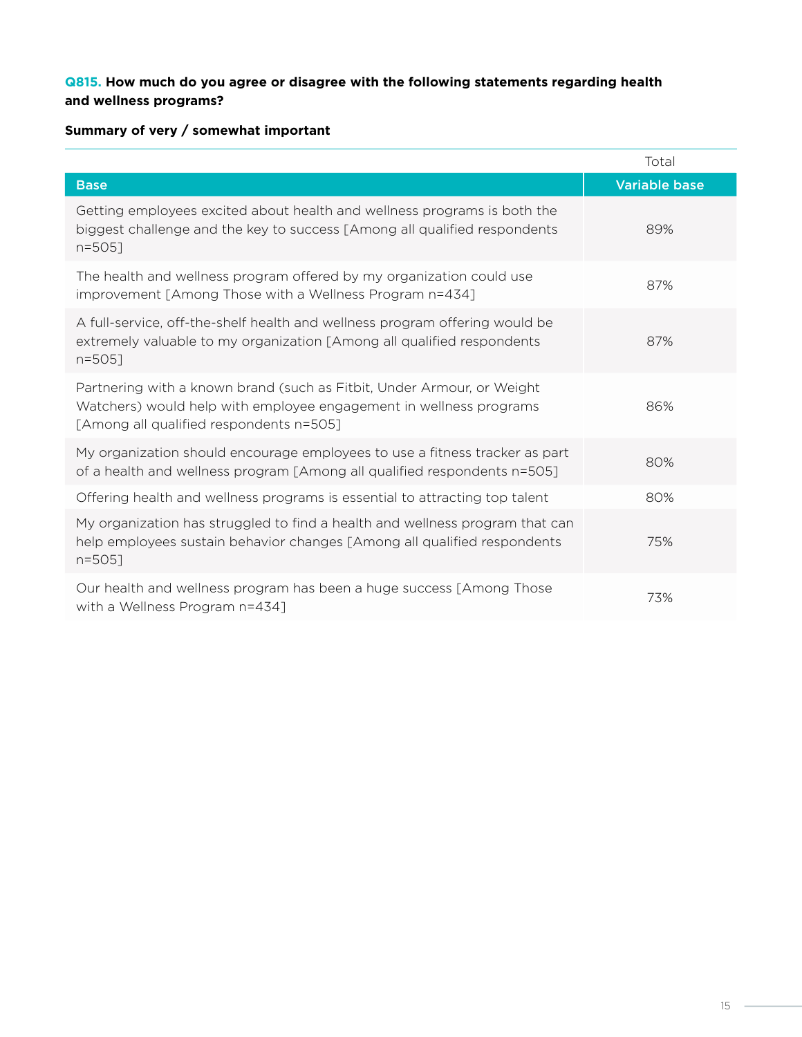**Q815. How much do you agree or disagree with the following statements regarding health and wellness programs?**

**Summary of very / somewhat important**

| | Total |
|---|---|
| **Base** | **Variable base** |
| Getting employees excited about health and wellness programs is both the biggest challenge and the key to success [Among all qualified respondents n=505] | 89% |
| The health and wellness program offered by my organization could use improvement [Among Those with a Wellness Program n=434] | 87% |
| A full-service, off-the-shelf health and wellness program offering would be extremely valuable to my organization [Among all qualified respondents n=505] | 87% |
| Partnering with a known brand (such as Fitbit, Under Armour, or Weight Watchers) would help with employee engagement in wellness programs [Among all qualified respondents n=505] | 86% |
| My organization should encourage employees to use a fitness tracker as part of a health and wellness program [Among all qualified respondents n=505] | 80% |
| Offering health and wellness programs is essential to attracting top talent | 80% |
| My organization has struggled to find a health and wellness program that can help employees sustain behavior changes [Among all qualified respondents n=505] | 75% |
| Our health and wellness program has been a huge success [Among Those with a Wellness Program n=434] | 73% |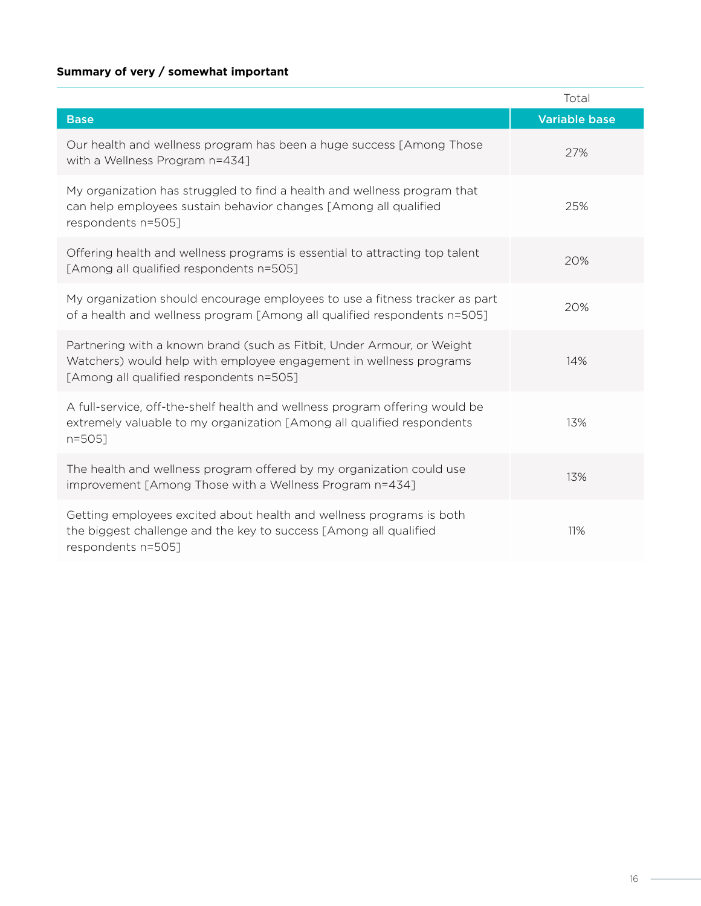**Summary of very / somewhat important**

| | Total |
|---|---|
| **Base** | **Variable base** |
| Our health and wellness program has been a huge success [Among Those with a Wellness Program n=434] | 27% |
| My organization has struggled to find a health and wellness program that can help employees sustain behavior changes [Among all qualified respondents n=505] | 25% |
| Offering health and wellness programs is essential to attracting top talent [Among all qualified respondents n=505] | 20% |
| My organization should encourage employees to use a fitness tracker as part of a health and wellness program [Among all qualified respondents n=505] | 20% |
| Partnering with a known brand (such as Fitbit, Under Armour, or Weight Watchers) would help with employee engagement in wellness programs [Among all qualified respondents n=505] | 14% |
| A full-service, off-the-shelf health and wellness program offering would be extremely valuable to my organization [Among all qualified respondents n=505] | 13% |
| The health and wellness program offered by my organization could use improvement [Among Those with a Wellness Program n=434] | 13% |
| Getting employees excited about health and wellness programs is both the biggest challenge and the key to success [Among all qualified respondents n=505] | 11% |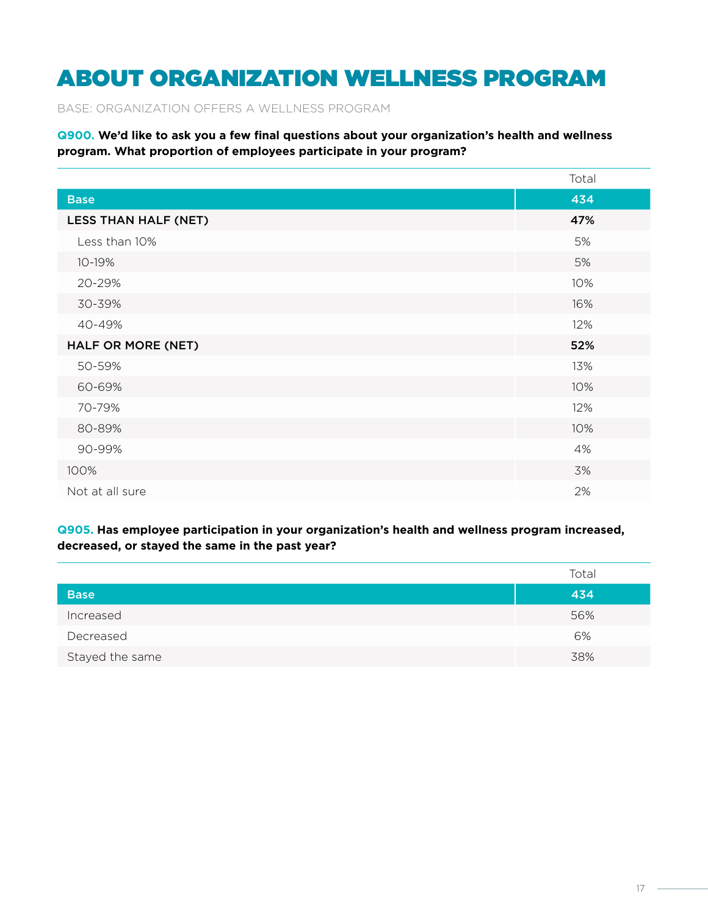# ABOUT ORGANIZATION WELLNESS PROGRAM

BASE: ORGANIZATION OFFERS A WELLNESS PROGRAM

**Q900. We'd like to ask you a few final questions about your organization's health and wellness program. What proportion of employees participate in your program?**

| | Total |
|---|---|
| **Base** | **434** |
| **LESS THAN HALF (NET)** | **47%** |
| Less than 10% | 5% |
| 10-19% | 5% |
| 20-29% | 10% |
| 30-39% | 16% |
| 40-49% | 12% |
| **HALF OR MORE (NET)** | **52%** |
| 50-59% | 13% |
| 60-69% | 10% |
| 70-79% | 12% |
| 80-89% | 10% |
| 90-99% | 4% |
| 100% | 3% |
| Not at all sure | 2% |

**Q905. Has employee participation in your organization's health and wellness program increased, decreased, or stayed the same in the past year?**

| | Total |
|---|---|
| **Base** | **434** |
| Increased | 56% |
| Decreased | 6% |
| Stayed the same | 38% |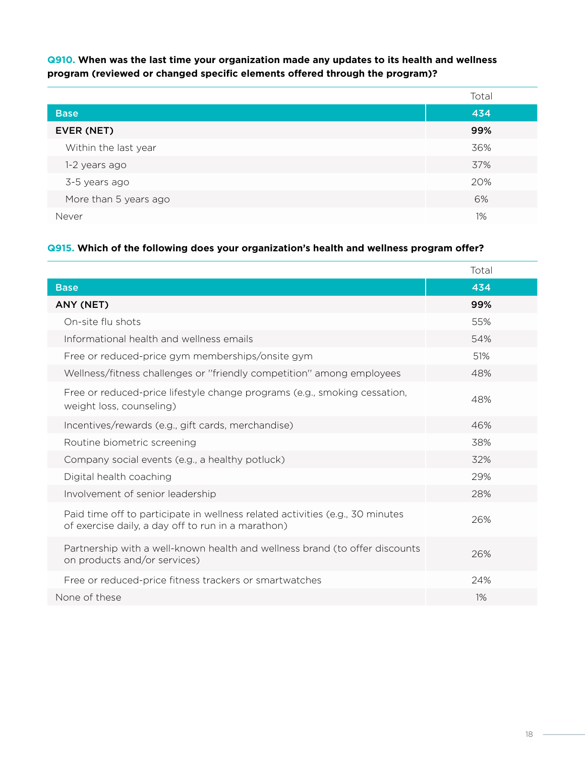**Q910. When was the last time your organization made any updates to its health and wellness program (reviewed or changed specific elements offered through the program)?**

| | Total |
|---|---|
| **Base** | **434** |
| **EVER (NET)** | **99%** |
| Within the last year | 36% |
| 1-2 years ago | 37% |
| 3-5 years ago | 20% |
| More than 5 years ago | 6% |
| Never | 1% |

**Q915. Which of the following does your organization's health and wellness program offer?**

| | Total |
|---|---|
| **Base** | **434** |
| **ANY (NET)** | **99%** |
| On-site flu shots | 55% |
| Informational health and wellness emails | 54% |
| Free or reduced-price gym memberships/onsite gym | 51% |
| Wellness/fitness challenges or "friendly competition" among employees | 48% |
| Free or reduced-price lifestyle change programs (e.g., smoking cessation, weight loss, counseling) | 48% |
| Incentives/rewards (e.g., gift cards, merchandise) | 46% |
| Routine biometric screening | 38% |
| Company social events (e.g., a healthy potluck) | 32% |
| Digital health coaching | 29% |
| Involvement of senior leadership | 28% |
| Paid time off to participate in wellness related activities (e.g., 30 minutes of exercise daily, a day off to run in a marathon) | 26% |
| Partnership with a well-known health and wellness brand (to offer discounts on products and/or services) | 26% |
| Free or reduced-price fitness trackers or smartwatches | 24% |
| None of these | 1% |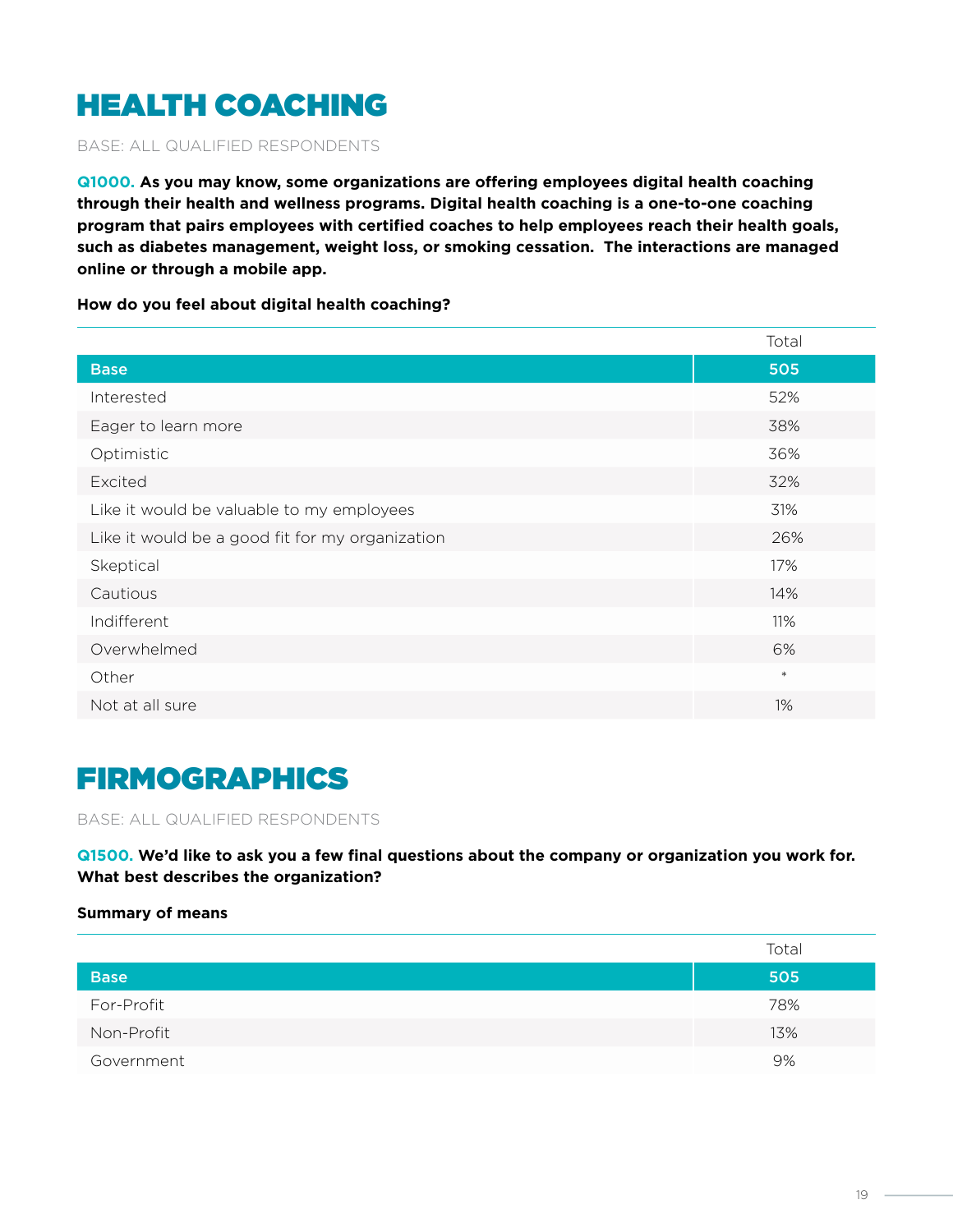# HEALTH COACHING

BASE: ALL QUALIFIED RESPONDENTS

**Q1000. As you may know, some organizations are offering employees digital health coaching through their health and wellness programs. Digital health coaching is a one-to-one coaching program that pairs employees with certified coaches to help employees reach their health goals, such as diabetes management, weight loss, or smoking cessation. The interactions are managed online or through a mobile app.**

**How do you feel about digital health coaching?**

| | Total |
|---|---|
| **Base** | **505** |
| Interested | 52% |
| Eager to learn more | 38% |
| Optimistic | 36% |
| Excited | 32% |
| Like it would be valuable to my employees | 31% |
| Like it would be a good fit for my organization | 26% |
| Skeptical | 17% |
| Cautious | 14% |
| Indifferent | 11% |
| Overwhelmed | 6% |
| Other | * |
| Not at all sure | 1% |

# FIRMOGRAPHICS

BASE: ALL QUALIFIED RESPONDENTS

**Q1500. We'd like to ask you a few final questions about the company or organization you work for. What best describes the organization?**

**Summary of means**

| | Total |
|---|---|
| **Base** | **505** |
| For-Profit | 78% |
| Non-Profit | 13% |
| Government | 9% |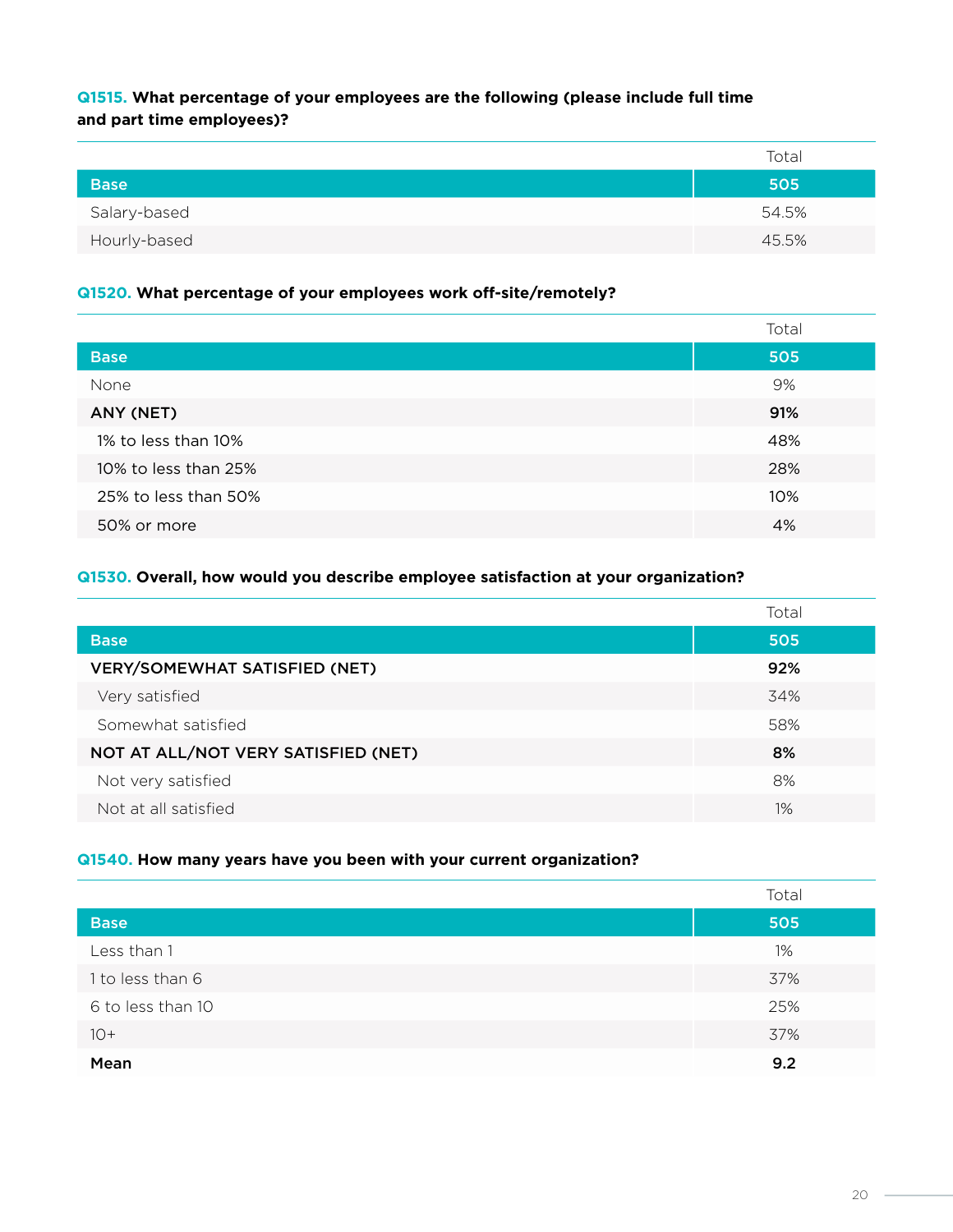**Q1515. What percentage of your employees are the following (please include full time and part time employees)?**

| | Total |
|---|---|
| **Base** | **505** |
| Salary-based | 54.5% |
| Hourly-based | 45.5% |

**Q1520. What percentage of your employees work off-site/remotely?**

| | Total |
|---|---|
| **Base** | **505** |
| None | 9% |
| **ANY (NET)** | **91%** |
| 1% to less than 10% | 48% |
| 10% to less than 25% | 28% |
| 25% to less than 50% | 10% |
| 50% or more | 4% |

**Q1530. Overall, how would you describe employee satisfaction at your organization?**

| | Total |
|---|---|
| **Base** | **505** |
| **VERY/SOMEWHAT SATISFIED (NET)** | **92%** |
| Very satisfied | 34% |
| Somewhat satisfied | 58% |
| **NOT AT ALL/NOT VERY SATISFIED (NET)** | **8%** |
| Not very satisfied | 8% |
| Not at all satisfied | 1% |

**Q1540. How many years have you been with your current organization?**

| | Total |
|---|---|
| **Base** | **505** |
| Less than 1 | 1% |
| 1 to less than 6 | 37% |
| 6 to less than 10 | 25% |
| 10+ | 37% |
| **Mean** | **9.2** |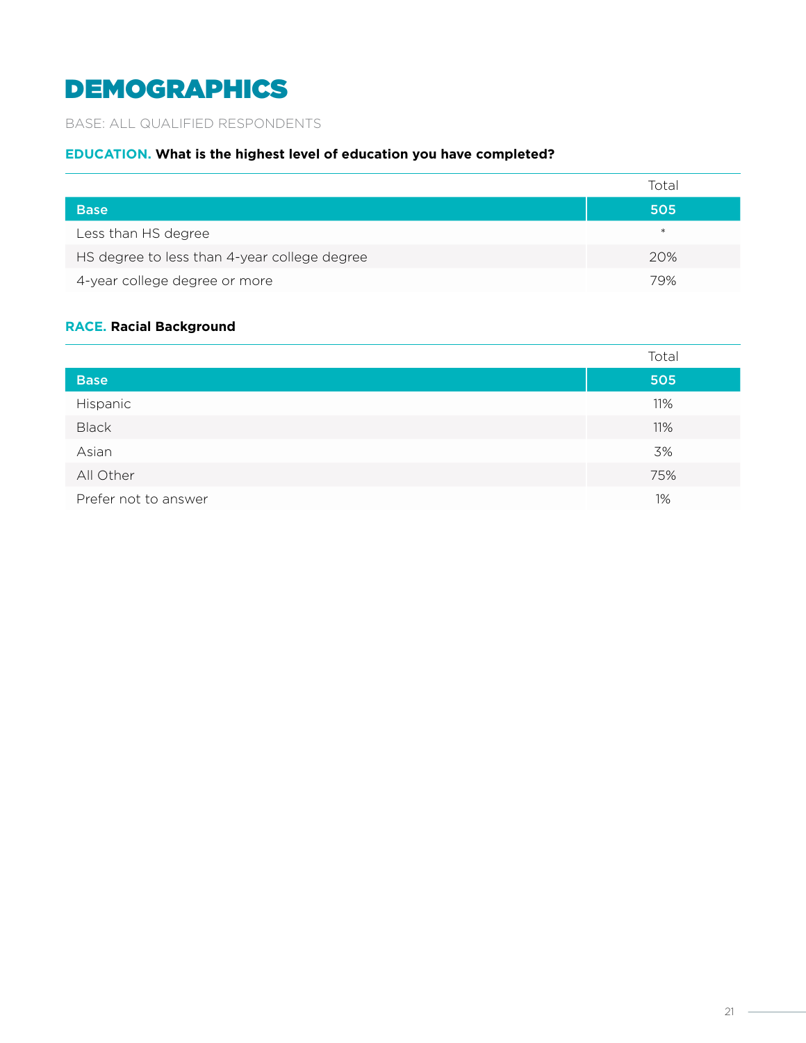# DEMOGRAPHICS

BASE: ALL QUALIFIED RESPONDENTS

**EDUCATION. What is the highest level of education you have completed?**

| | Total |
|---|---|
| **Base** | **505** |
| Less than HS degree | * |
| HS degree to less than 4-year college degree | 20% |
| 4-year college degree or more | 79% |

**RACE. Racial Background**

| | Total |
|---|---|
| **Base** | **505** |
| Hispanic | 11% |
| Black | 11% |
| Asian | 3% |
| All Other | 75% |
| Prefer not to answer | 1% |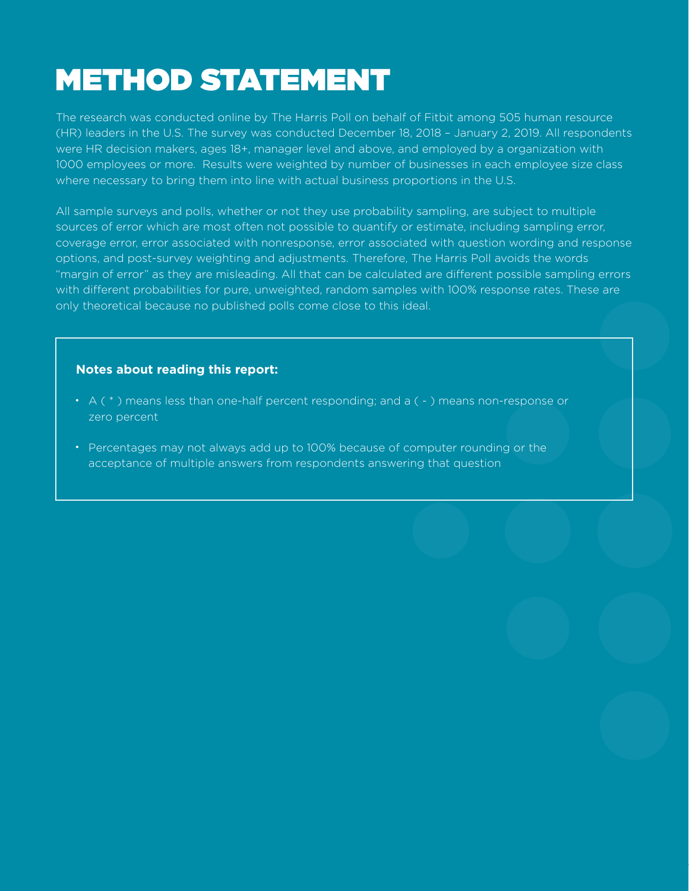# METHOD STATEMENT

The research was conducted online by The Harris Poll on behalf of Fitbit among 505 human resource (HR) leaders in the U.S. The survey was conducted December 18, 2018 – January 2, 2019. All respondents were HR decision makers, ages 18+, manager level and above, and employed by a organization with 1000 employees or more. Results were weighted by number of businesses in each employee size class where necessary to bring them into line with actual business proportions in the U.S.

All sample surveys and polls, whether or not they use probability sampling, are subject to multiple sources of error which are most often not possible to quantify or estimate, including sampling error, coverage error, error associated with nonresponse, error associated with question wording and response options, and post-survey weighting and adjustments. Therefore, The Harris Poll avoids the words "margin of error" as they are misleading. All that can be calculated are different possible sampling errors with different probabilities for pure, unweighted, random samples with 100% response rates. These are only theoretical because no published polls come close to this ideal.

**Notes about reading this report:**

- A ( * ) means less than one-half percent responding; and a ( - ) means non-response or zero percent
- Percentages may not always add up to 100% because of computer rounding or the acceptance of multiple answers from respondents answering that question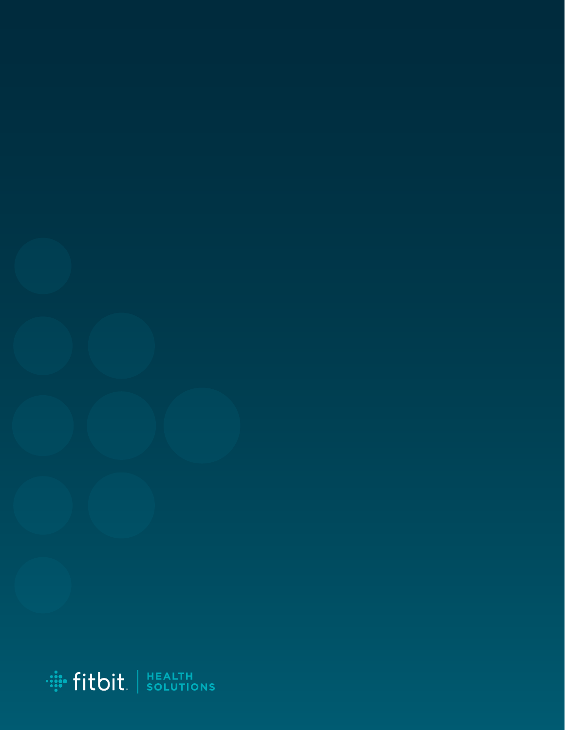fitbit | HEALTH SOLUTIONS